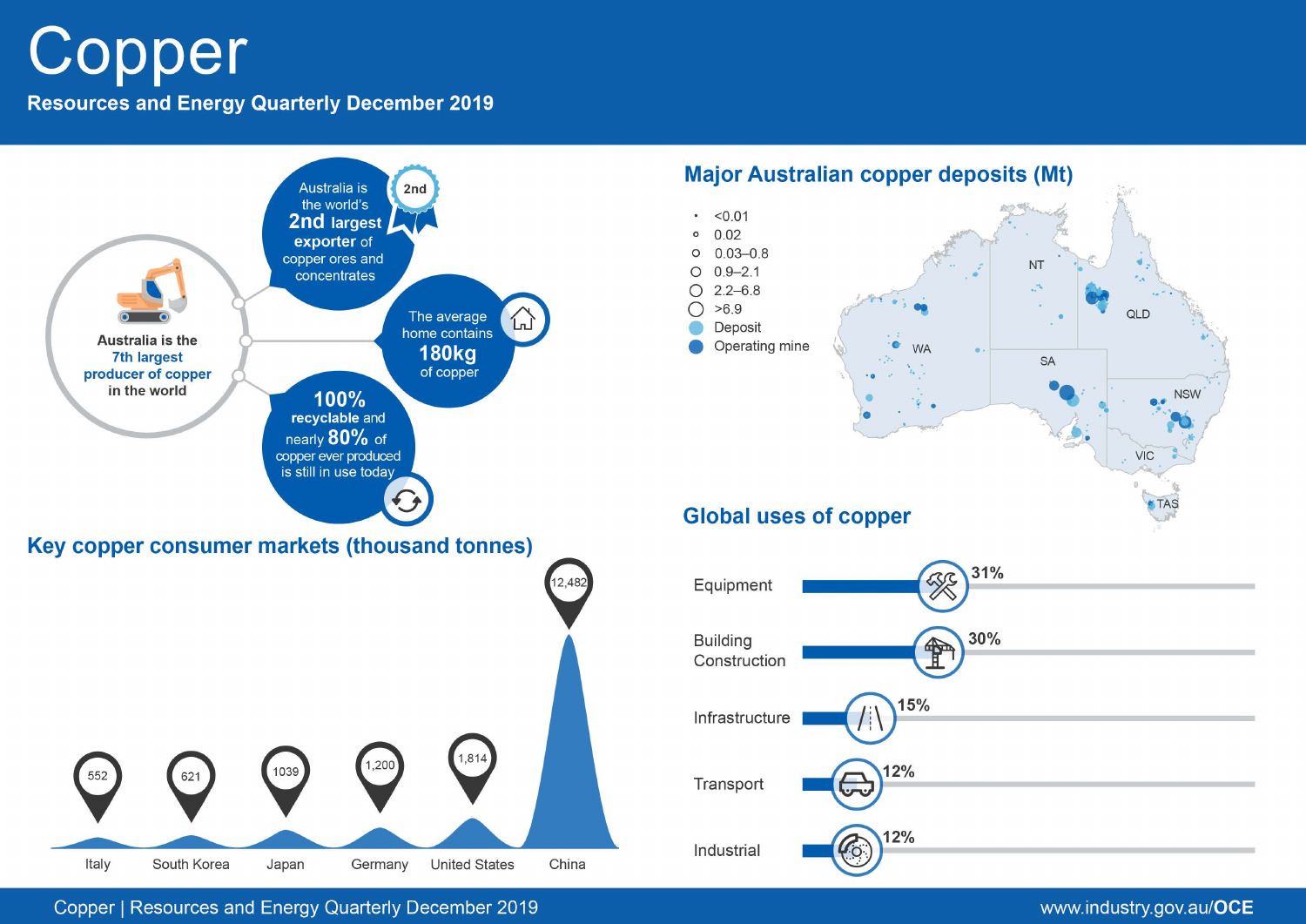# Copper

**Resources and Energy Quarterly December 2019**

Australia is the **7th largest producer of copper** in the world

Australia is the world's **2nd largest exporter** of copper ores and concentrates

The average home contains **180kg** of copper

**100% recyclable** and nearly **80%** of copper ever produced is still in use today

## Major Australian copper deposits (Mt)

- <0.01
- 0.02
- 0.03–0.8
- 0.9–2.1
- 2.2–6.8
- >6.9
- Deposit
- Operating mine

WA, NT, SA, QLD, NSW, VIC, TAS

## Key copper consumer markets (thousand tonnes)

| Market | Thousand tonnes |
| --- | --- |
| Italy | 552 |
| South Korea | 621 |
| Japan | 1039 |
| Germany | 1,200 |
| United States | 1,814 |
| China | 12,482 |

## Global uses of copper

| Use | Share |
| --- | --- |
| Equipment | 31% |
| Building Construction | 30% |
| Infrastructure | 15% |
| Transport | 12% |
| Industrial | 12% |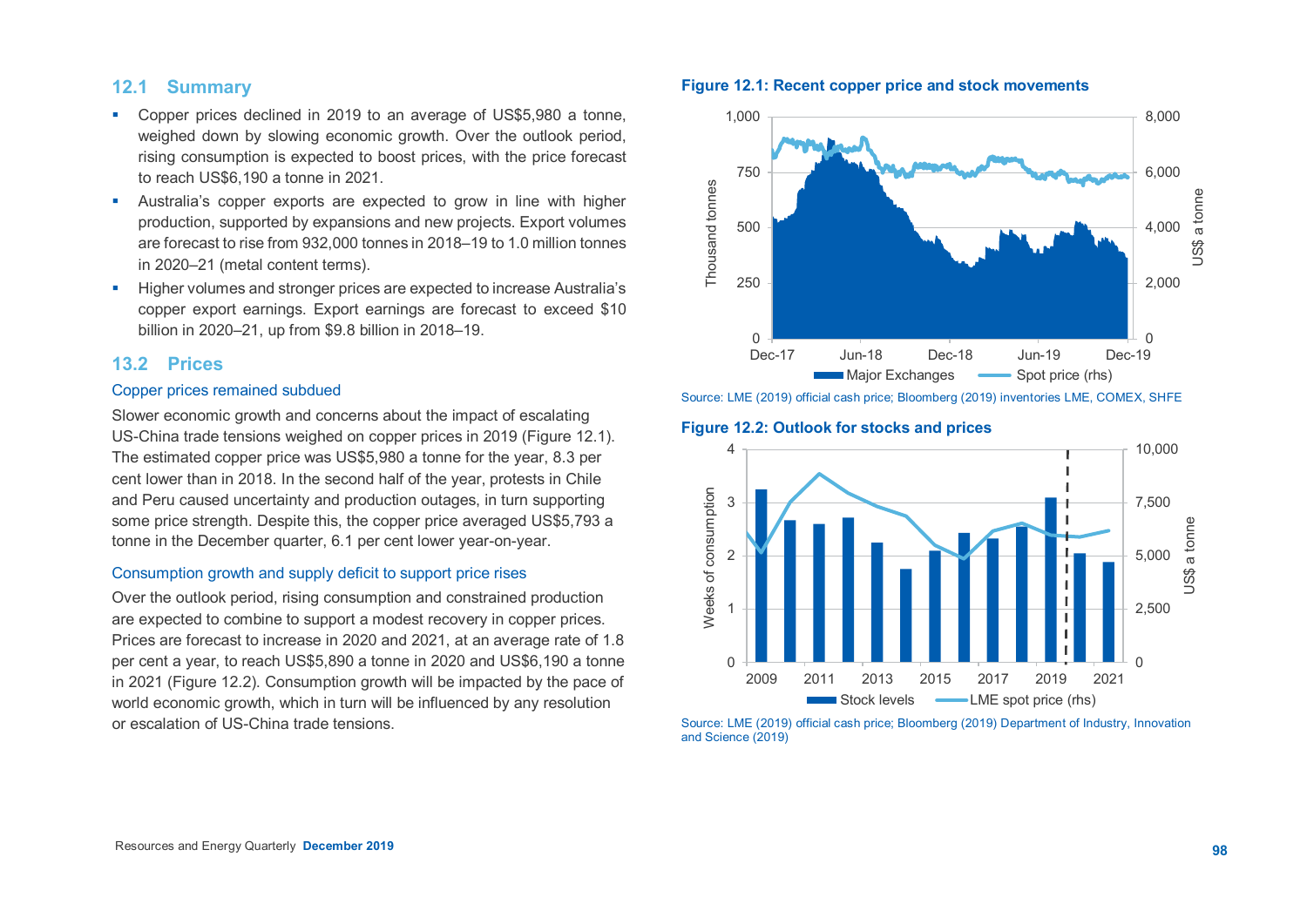## 12.1 Summary

- Copper prices declined in 2019 to an average of US$5,980 a tonne, weighed down by slowing economic growth. Over the outlook period, rising consumption is expected to boost prices, with the price forecast to reach US$6,190 a tonne in 2021.
- Australia's copper exports are expected to grow in line with higher production, supported by expansions and new projects. Export volumes are forecast to rise from 932,000 tonnes in 2018–19 to 1.0 million tonnes in 2020–21 (metal content terms).
- Higher volumes and stronger prices are expected to increase Australia's copper export earnings. Export earnings are forecast to exceed $10 billion in 2020–21, up from $9.8 billion in 2018–19.

## 13.2 Prices

### Copper prices remained subdued

Slower economic growth and concerns about the impact of escalating US-China trade tensions weighed on copper prices in 2019 (Figure 12.1). The estimated copper price was US$5,980 a tonne for the year, 8.3 per cent lower than in 2018. In the second half of the year, protests in Chile and Peru caused uncertainty and production outages, in turn supporting some price strength. Despite this, the copper price averaged US$5,793 a tonne in the December quarter, 6.1 per cent lower year-on-year.

### Consumption growth and supply deficit to support price rises

Over the outlook period, rising consumption and constrained production are expected to combine to support a modest recovery in copper prices. Prices are forecast to increase in 2020 and 2021, at an average rate of 1.8 per cent a year, to reach US$5,890 a tonne in 2020 and US$6,190 a tonne in 2021 (Figure 12.2). Consumption growth will be impacted by the pace of world economic growth, which in turn will be influenced by any resolution or escalation of US-China trade tensions.

**Figure 12.1: Recent copper price and stock movements**

Source: LME (2019) official cash price; Bloomberg (2019) inventories LME, COMEX, SHFE

**Figure 12.2: Outlook for stocks and prices**

Source: LME (2019) official cash price; Bloomberg (2019) Department of Industry, Innovation and Science (2019)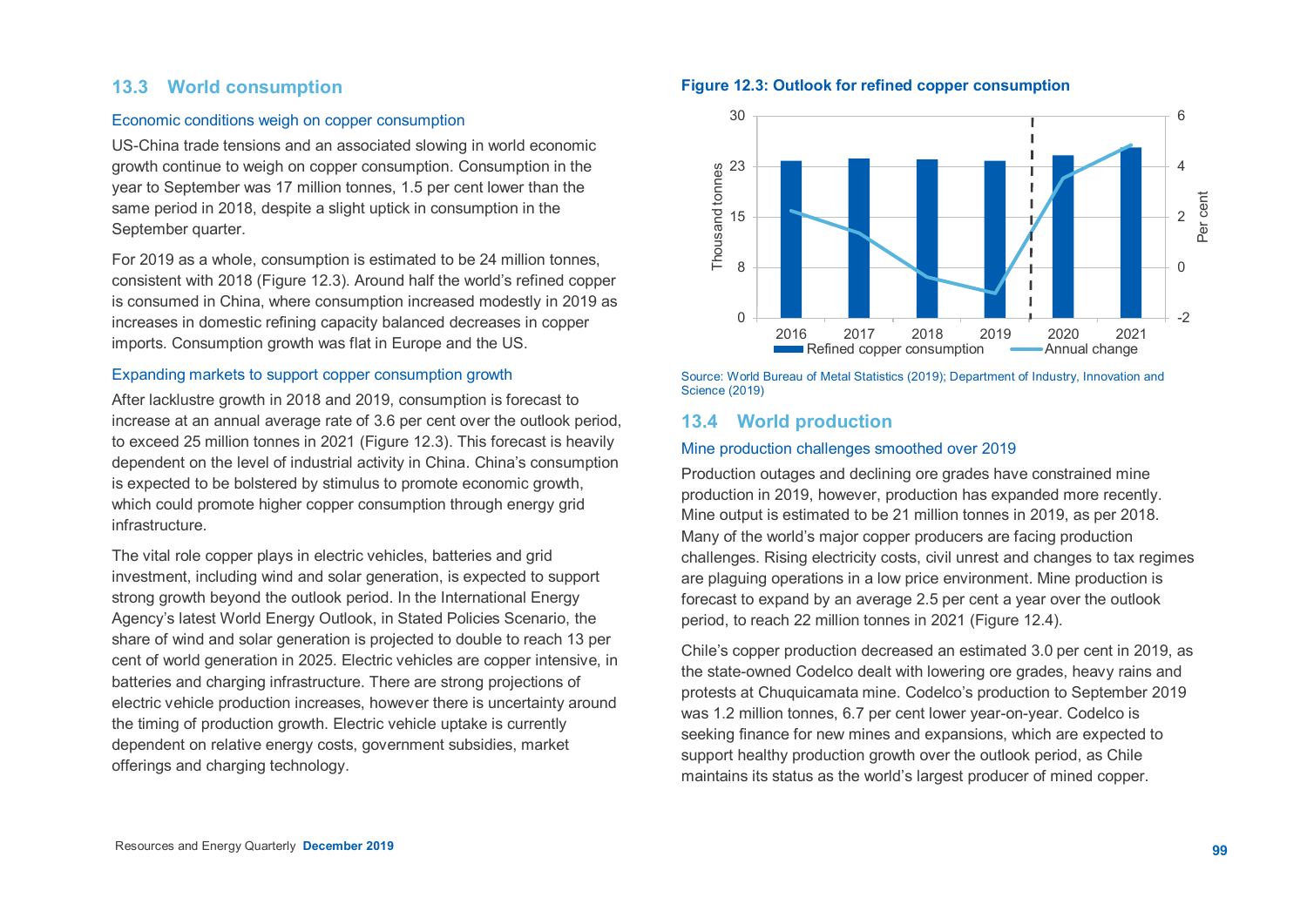## 13.3 World consumption

### Economic conditions weigh on copper consumption

US-China trade tensions and an associated slowing in world economic growth continue to weigh on copper consumption. Consumption in the year to September was 17 million tonnes, 1.5 per cent lower than the same period in 2018, despite a slight uptick in consumption in the September quarter.

For 2019 as a whole, consumption is estimated to be 24 million tonnes, consistent with 2018 (Figure 12.3). Around half the world's refined copper is consumed in China, where consumption increased modestly in 2019 as increases in domestic refining capacity balanced decreases in copper imports. Consumption growth was flat in Europe and the US.

### Expanding markets to support copper consumption growth

After lacklustre growth in 2018 and 2019, consumption is forecast to increase at an annual average rate of 3.6 per cent over the outlook period, to exceed 25 million tonnes in 2021 (Figure 12.3). This forecast is heavily dependent on the level of industrial activity in China. China's consumption is expected to be bolstered by stimulus to promote economic growth, which could promote higher copper consumption through energy grid infrastructure.

The vital role copper plays in electric vehicles, batteries and grid investment, including wind and solar generation, is expected to support strong growth beyond the outlook period. In the International Energy Agency's latest World Energy Outlook, in Stated Policies Scenario, the share of wind and solar generation is projected to double to reach 13 per cent of world generation in 2025. Electric vehicles are copper intensive, in batteries and charging infrastructure. There are strong projections of electric vehicle production increases, however there is uncertainty around the timing of production growth. Electric vehicle uptake is currently dependent on relative energy costs, government subsidies, market offerings and charging technology.

**Figure 12.3: Outlook for refined copper consumption**

Source: World Bureau of Metal Statistics (2019); Department of Industry, Innovation and Science (2019)

## 13.4 World production

### Mine production challenges smoothed over 2019

Production outages and declining ore grades have constrained mine production in 2019, however, production has expanded more recently. Mine output is estimated to be 21 million tonnes in 2019, as per 2018. Many of the world's major copper producers are facing production challenges. Rising electricity costs, civil unrest and changes to tax regimes are plaguing operations in a low price environment. Mine production is forecast to expand by an average 2.5 per cent a year over the outlook period, to reach 22 million tonnes in 2021 (Figure 12.4).

Chile's copper production decreased an estimated 3.0 per cent in 2019, as the state-owned Codelco dealt with lowering ore grades, heavy rains and protests at Chuquicamata mine. Codelco's production to September 2019 was 1.2 million tonnes, 6.7 per cent lower year-on-year. Codelco is seeking finance for new mines and expansions, which are expected to support healthy production growth over the outlook period, as Chile maintains its status as the world's largest producer of mined copper.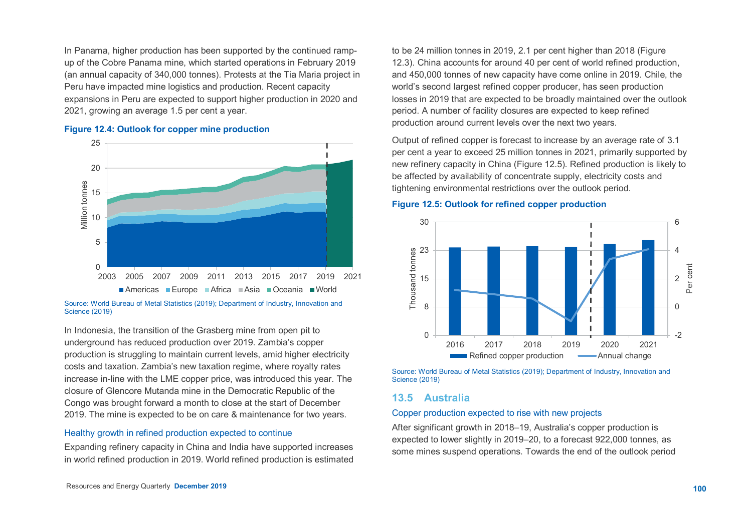In Panama, higher production has been supported by the continued ramp-up of the Cobre Panama mine, which started operations in February 2019 (an annual capacity of 340,000 tonnes). Protests at the Tia Maria project in Peru have impacted mine logistics and production. Recent capacity expansions in Peru are expected to support higher production in 2020 and 2021, growing an average 1.5 per cent a year.

**Figure 12.4: Outlook for copper mine production**

Source: World Bureau of Metal Statistics (2019); Department of Industry, Innovation and Science (2019)

In Indonesia, the transition of the Grasberg mine from open pit to underground has reduced production over 2019. Zambia's copper production is struggling to maintain current levels, amid higher electricity costs and taxation. Zambia's new taxation regime, where royalty rates increase in-line with the LME copper price, was introduced this year. The closure of Glencore Mutanda mine in the Democratic Republic of the Congo was brought forward a month to close at the start of December 2019. The mine is expected to be on care & maintenance for two years.

### Healthy growth in refined production expected to continue

Expanding refinery capacity in China and India have supported increases in world refined production in 2019. World refined production is estimated to be 24 million tonnes in 2019, 2.1 per cent higher than 2018 (Figure 12.3). China accounts for around 40 per cent of world refined production, and 450,000 tonnes of new capacity have come online in 2019. Chile, the world's second largest refined copper producer, has seen production losses in 2019 that are expected to be broadly maintained over the outlook period. A number of facility closures are expected to keep refined production around current levels over the next two years.

Output of refined copper is forecast to increase by an average rate of 3.1 per cent a year to exceed 25 million tonnes in 2021, primarily supported by new refinery capacity in China (Figure 12.5). Refined production is likely to be affected by availability of concentrate supply, electricity costs and tightening environmental restrictions over the outlook period.

**Figure 12.5: Outlook for refined copper production**

Source: World Bureau of Metal Statistics (2019); Department of Industry, Innovation and Science (2019)

## 13.5 Australia

### Copper production expected to rise with new projects

After significant growth in 2018–19, Australia's copper production is expected to lower slightly in 2019–20, to a forecast 922,000 tonnes, as some mines suspend operations. Towards the end of the outlook period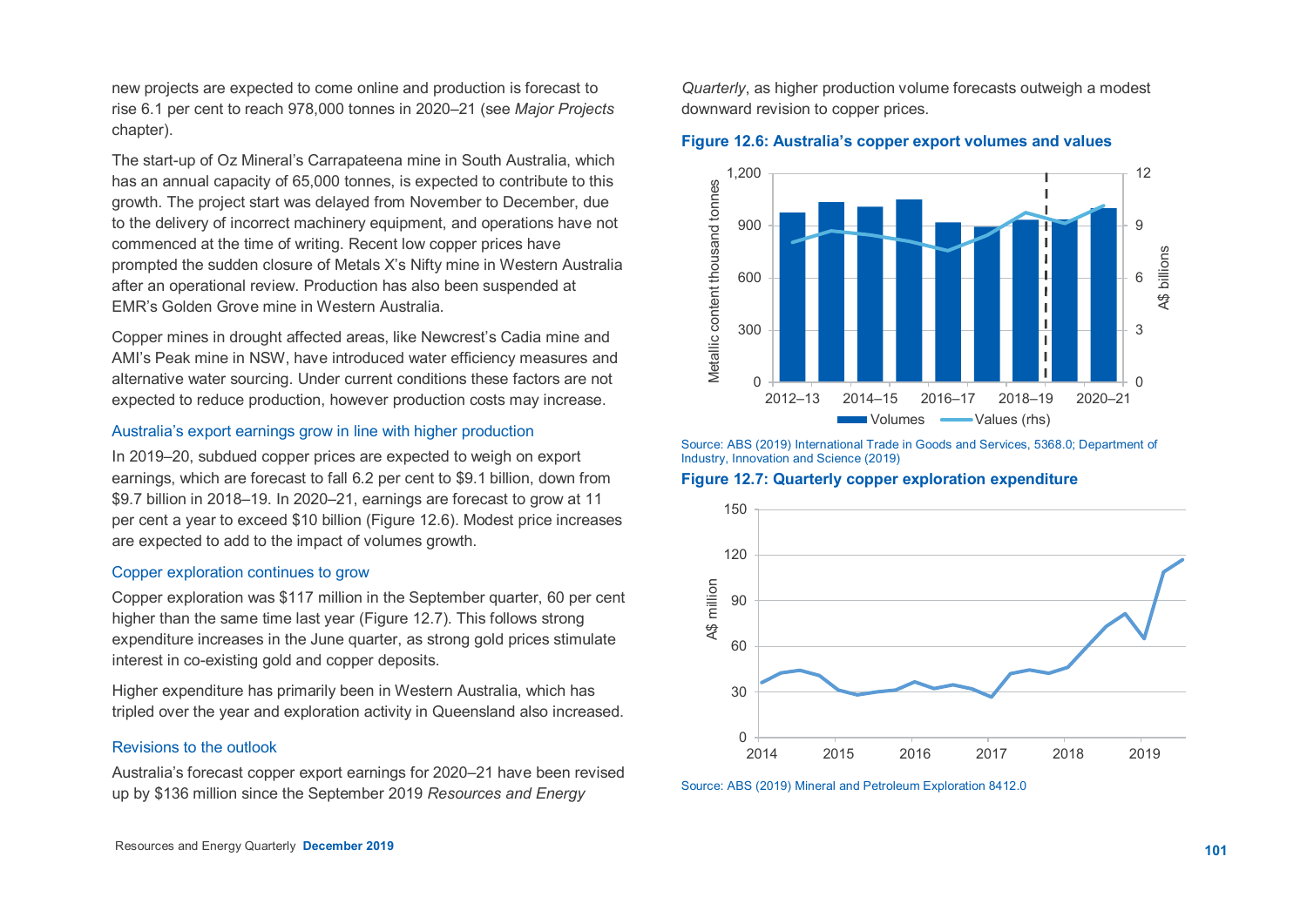new projects are expected to come online and production is forecast to rise 6.1 per cent to reach 978,000 tonnes in 2020–21 (see *Major Projects* chapter).

The start-up of Oz Mineral's Carrapateena mine in South Australia, which has an annual capacity of 65,000 tonnes, is expected to contribute to this growth. The project start was delayed from November to December, due to the delivery of incorrect machinery equipment, and operations have not commenced at the time of writing. Recent low copper prices have prompted the sudden closure of Metals X's Nifty mine in Western Australia after an operational review. Production has also been suspended at EMR's Golden Grove mine in Western Australia.

Copper mines in drought affected areas, like Newcrest's Cadia mine and AMI's Peak mine in NSW, have introduced water efficiency measures and alternative water sourcing. Under current conditions these factors are not expected to reduce production, however production costs may increase.

### Australia's export earnings grow in line with higher production

In 2019–20, subdued copper prices are expected to weigh on export earnings, which are forecast to fall 6.2 per cent to $9.1 billion, down from $9.7 billion in 2018–19. In 2020–21, earnings are forecast to grow at 11 per cent a year to exceed $10 billion (Figure 12.6). Modest price increases are expected to add to the impact of volumes growth.

### Copper exploration continues to grow

Copper exploration was $117 million in the September quarter, 60 per cent higher than the same time last year (Figure 12.7). This follows strong expenditure increases in the June quarter, as strong gold prices stimulate interest in co-existing gold and copper deposits.

Higher expenditure has primarily been in Western Australia, which has tripled over the year and exploration activity in Queensland also increased.

### Revisions to the outlook

Australia's forecast copper export earnings for 2020–21 have been revised up by $136 million since the September 2019 *Resources and Energy Quarterly*, as higher production volume forecasts outweigh a modest downward revision to copper prices.

**Figure 12.6: Australia's copper export volumes and values**

Source: ABS (2019) International Trade in Goods and Services, 5368.0; Department of Industry, Innovation and Science (2019)

**Figure 12.7: Quarterly copper exploration expenditure**

Source: ABS (2019) Mineral and Petroleum Exploration 8412.0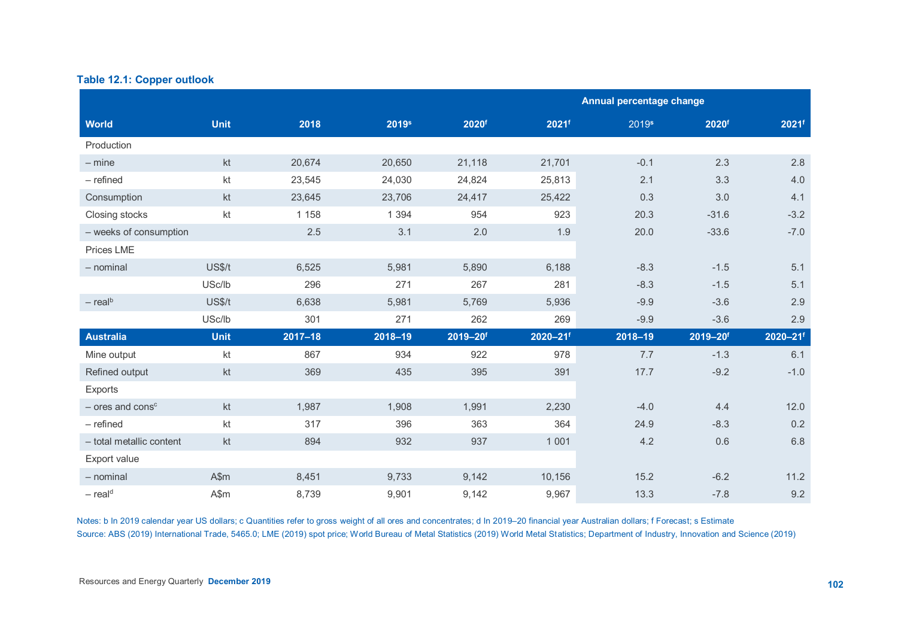### Table 12.1: Copper outlook

| | | | | | | Annual percentage change | | |
|---|---|---|---|---|---|---|---|---|
| **World** | **Unit** | **2018** | **2019[s]** | **2020[f]** | **2021[f]** | 2019[s] | **2020[f]** | **2021[f]** |
| Production | | | | | | | | |
| – mine | kt | 20,674 | 20,650 | 21,118 | 21,701 | -0.1 | 2.3 | 2.8 |
| – refined | kt | 23,545 | 24,030 | 24,824 | 25,813 | 2.1 | 3.3 | 4.0 |
| Consumption | kt | 23,645 | 23,706 | 24,417 | 25,422 | 0.3 | 3.0 | 4.1 |
| Closing stocks | kt | 1 158 | 1 394 | 954 | 923 | 20.3 | -31.6 | -3.2 |
| – weeks of consumption | | 2.5 | 3.1 | 2.0 | 1.9 | 20.0 | -33.6 | -7.0 |
| Prices LME | | | | | | | | |
| – nominal | US$/t | 6,525 | 5,981 | 5,890 | 6,188 | -8.3 | -1.5 | 5.1 |
| | USc/lb | 296 | 271 | 267 | 281 | -8.3 | -1.5 | 5.1 |
| – real[b] | US$/t | 6,638 | 5,981 | 5,769 | 5,936 | -9.9 | -3.6 | 2.9 |
| | USc/lb | 301 | 271 | 262 | 269 | -9.9 | -3.6 | 2.9 |
| **Australia** | **Unit** | **2017–18** | **2018–19** | **2019–20[f]** | **2020–21[f]** | **2018–19** | **2019–20[f]** | **2020–21[f]** |
| Mine output | kt | 867 | 934 | 922 | 978 | 7.7 | -1.3 | 6.1 |
| Refined output | kt | 369 | 435 | 395 | 391 | 17.7 | -9.2 | -1.0 |
| Exports | | | | | | | | |
| – ores and cons[c] | kt | 1,987 | 1,908 | 1,991 | 2,230 | -4.0 | 4.4 | 12.0 |
| – refined | kt | 317 | 396 | 363 | 364 | 24.9 | -8.3 | 0.2 |
| – total metallic content | kt | 894 | 932 | 937 | 1 001 | 4.2 | 0.6 | 6.8 |
| Export value | | | | | | | | |
| – nominal | A$m | 8,451 | 9,733 | 9,142 | 10,156 | 15.2 | -6.2 | 11.2 |
| – real[d] | A$m | 8,739 | 9,901 | 9,142 | 9,967 | 13.3 | -7.8 | 9.2 |

Notes: b In 2019 calendar year US dollars; c Quantities refer to gross weight of all ores and concentrates; d In 2019–20 financial year Australian dollars; f Forecast; s Estimate

Source: ABS (2019) International Trade, 5465.0; LME (2019) spot price; World Bureau of Metal Statistics (2019) World Metal Statistics; Department of Industry, Innovation and Science (2019)